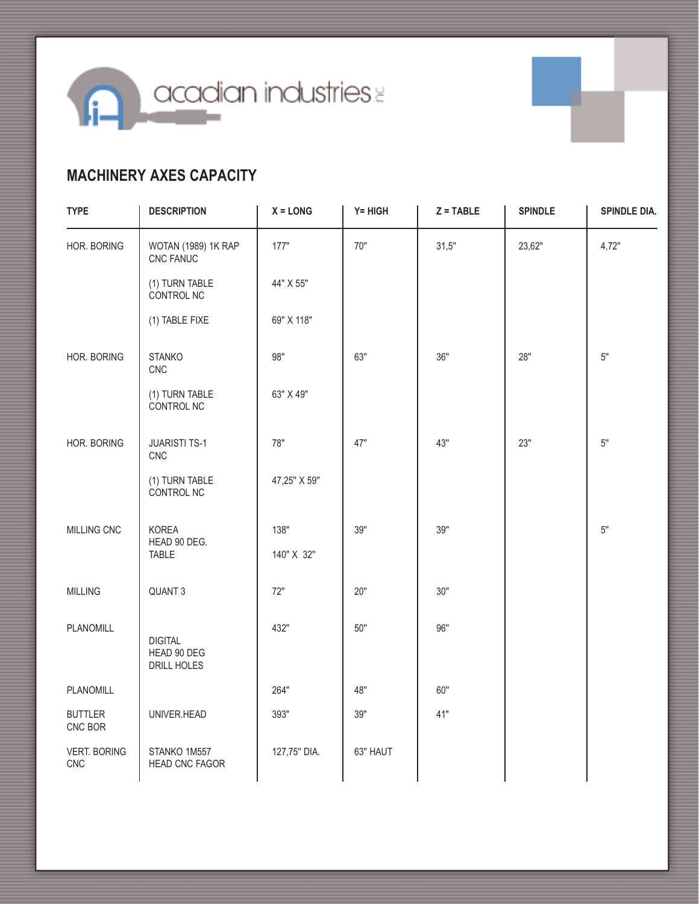acadian industries inc

## MACHINERY AXES CAPACITY

| TYPE | DESCRIPTION | X = LONG | Y= HIGH | Z = TABLE | SPINDLE | SPINDLE DIA. |
|---|---|---|---|---|---|---|
| HOR. BORING | WOTAN (1989) 1K RAP CNC FANUC | 177" | 70" | 31,5" | 23,62" | 4,72" |
| | (1) TURN TABLE CONTROL NC | 44" X 55" | | | | |
| | (1) TABLE FIXE | 69" X 118" | | | | |
| HOR. BORING | STANKO CNC | 98" | 63" | 36" | 28" | 5" |
| | (1) TURN TABLE CONTROL NC | 63" X 49" | | | | |
| HOR. BORING | JUARISTI TS-1 CNC | 78" | 47" | 43" | 23" | 5" |
| | (1) TURN TABLE CONTROL NC | 47,25" X 59" | | | | |
| MILLING CNC | KOREA HEAD 90 DEG. | 138" | 39" | 39" | | 5" |
| | TABLE | 140" X 32" | | | | |
| MILLING | QUANT 3 | 72" | 20" | 30" | | |
| PLANOMILL | DIGITAL HEAD 90 DEG DRILL HOLES | 432" | 50" | 96" | | |
| PLANOMILL | | 264" | 48" | 60" | | |
| BUTTLER CNC BOR | UNIVER.HEAD | 393" | 39" | 41" | | |
| VERT. BORING CNC | STANKO 1M557 HEAD CNC FAGOR | 127,75" DIA. | 63" HAUT | | | |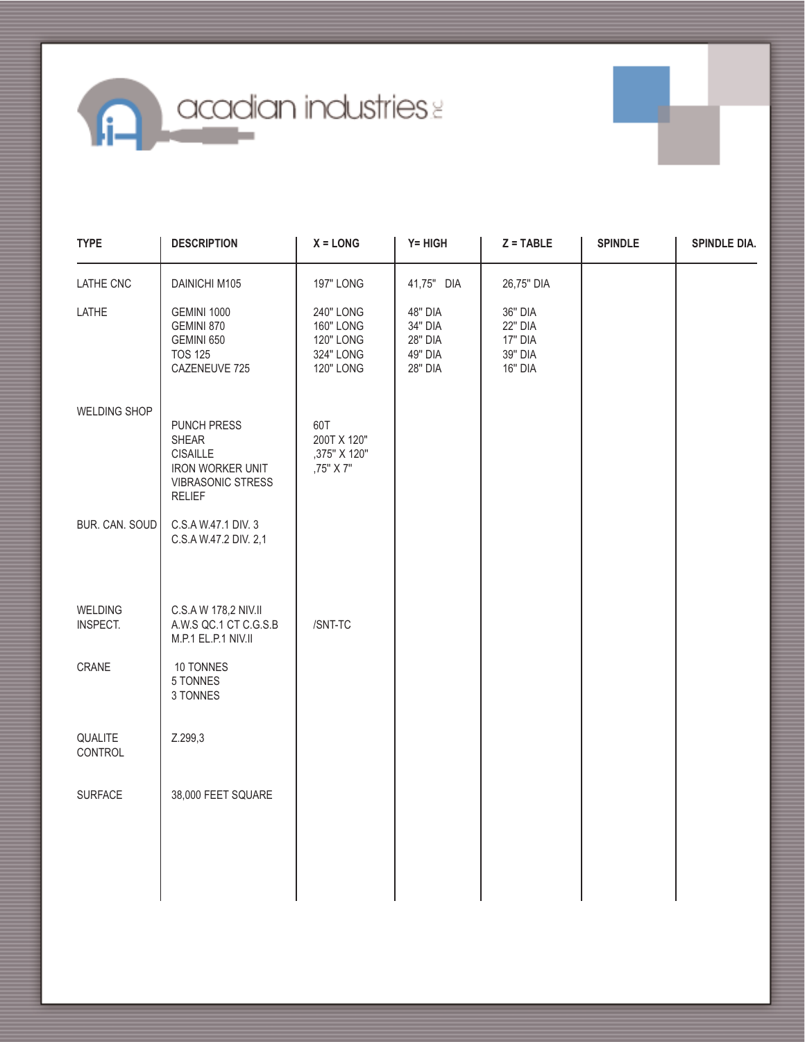acadian industries inc

| TYPE | DESCRIPTION | X = LONG | Y= HIGH | Z = TABLE | SPINDLE | SPINDLE DIA. |
|---|---|---|---|---|---|---|
| LATHE CNC | DAINICHI M105 | 197" LONG | 41,75" DIA | 26,75" DIA | | |
| LATHE | GEMINI 1000 | 240" LONG | 48" DIA | 36" DIA | | |
| | GEMINI 870 | 160" LONG | 34" DIA | 22" DIA | | |
| | GEMINI 650 | 120" LONG | 28" DIA | 17" DIA | | |
| | TOS 125 | 324" LONG | 49" DIA | 39" DIA | | |
| | CAZENEUVE 725 | 120" LONG | 28" DIA | 16" DIA | | |
| WELDING SHOP | | | | | | |
| | PUNCH PRESS | 60T | | | | |
| | SHEAR | 200T X 120" | | | | |
| | CISAILLE | ,375" X 120" | | | | |
| | IRON WORKER UNIT | ,75" X 7" | | | | |
| | VIBRASONIC STRESS RELIEF | | | | | |
| BUR. CAN. SOUD | C.S.A W.47.1 DIV. 3 | | | | | |
| | C.S.A W.47.2 DIV. 2,1 | | | | | |
| WELDING INSPECT. | C.S.A W 178,2 NIV.II A.W.S QC.1 CT C.G.S.B M.P.1 EL.P.1 NIV.II | /SNT-TC | | | | |
| CRANE | 10 TONNES | | | | | |
| | 5 TONNES | | | | | |
| | 3 TONNES | | | | | |
| QUALITE CONTROL | Z.299,3 | | | | | |
| SURFACE | 38,000 FEET SQUARE | | | | | |